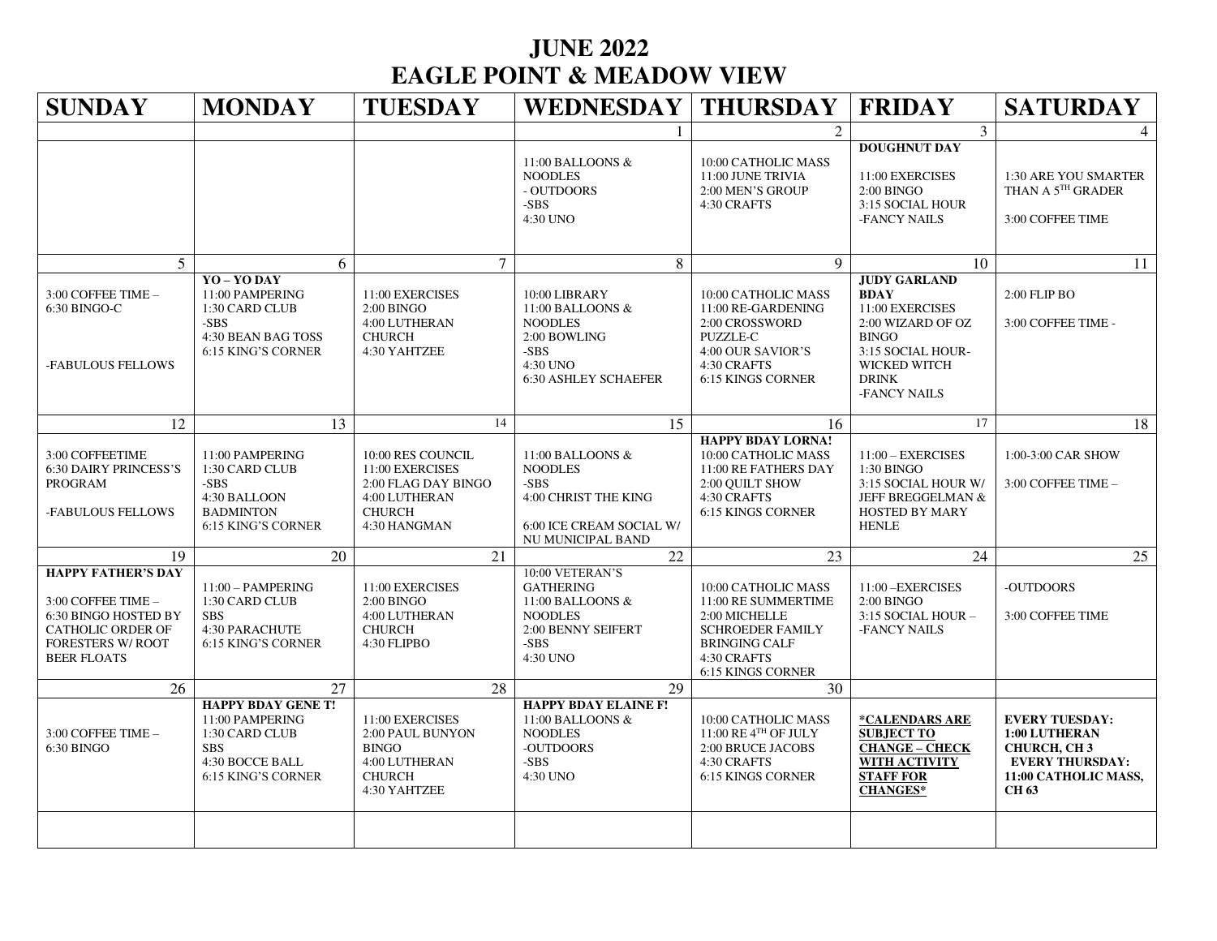# JUNE 2022
# EAGLE POINT & MEADOW VIEW

| SUNDAY | MONDAY | TUESDAY | WEDNESDAY | THURSDAY | FRIDAY | SATURDAY |
|---|---|---|---|---|---|---|
| | | | 1 | 2 | 3 | 4 |
| | | | 11:00 BALLOONS & NOODLES<br>- OUTDOORS<br>-SBS<br>4:30 UNO | 10:00 CATHOLIC MASS<br>11:00 JUNE TRIVIA<br>2:00 MEN'S GROUP<br>4:30 CRAFTS | **DOUGHNUT DAY**<br>11:00 EXERCISES<br>2:00 BINGO<br>3:15 SOCIAL HOUR<br>-FANCY NAILS | 1:30 ARE YOU SMARTER THAN A 5TH GRADER<br>3:00 COFFEE TIME |
| 5 | 6 | 7 | 8 | 9 | 10 | 11 |
| 3:00 COFFEE TIME –<br>6:30 BINGO-C<br>-FABULOUS FELLOWS | **YO – YO DAY**<br>11:00 PAMPERING<br>1:30 CARD CLUB<br>-SBS<br>4:30 BEAN BAG TOSS<br>6:15 KING'S CORNER | 11:00 EXERCISES<br>2:00 BINGO<br>4:00 LUTHERAN CHURCH<br>4:30 YAHTZEE | 10:00 LIBRARY<br>11:00 BALLOONS & NOODLES<br>2:00 BOWLING<br>-SBS<br>4:30 UNO<br>6:30 ASHLEY SCHAEFER | 10:00 CATHOLIC MASS<br>11:00 RE-GARDENING<br>2:00 CROSSWORD PUZZLE-C<br>4:00 OUR SAVIOR'S<br>4:30 CRAFTS<br>6:15 KINGS CORNER | **JUDY GARLAND BDAY**<br>11:00 EXERCISES<br>2:00 WIZARD OF OZ BINGO<br>3:15 SOCIAL HOUR- WICKED WITCH DRINK<br>-FANCY NAILS | 2:00 FLIP BO<br>3:00 COFFEE TIME - |
| 12 | 13 | 14 | 15 | 16 | 17 | 18 |
| 3:00 COFFEETIME<br>6:30 DAIRY PRINCESS'S PROGRAM<br>-FABULOUS FELLOWS | 11:00 PAMPERING<br>1:30 CARD CLUB<br>-SBS<br>4:30 BALLOON BADMINTON<br>6:15 KING'S CORNER | 10:00 RES COUNCIL<br>11:00 EXERCISES<br>2:00 FLAG DAY BINGO<br>4:00 LUTHERAN CHURCH<br>4:30 HANGMAN | 11:00 BALLOONS & NOODLES<br>-SBS<br>4:00 CHRIST THE KING<br>6:00 ICE CREAM SOCIAL W/ NU MUNICIPAL BAND | **HAPPY BDAY LORNA!**<br>10:00 CATHOLIC MASS<br>11:00 RE FATHERS DAY<br>2:00 QUILT SHOW<br>4:30 CRAFTS<br>6:15 KINGS CORNER | 11:00 – EXERCISES<br>1:30 BINGO<br>3:15 SOCIAL HOUR W/ JEFF BREGGELMAN & HOSTED BY MARY HENLE | 1:00-3:00 CAR SHOW<br>3:00 COFFEE TIME – |
| 19 | 20 | 21 | 22 | 23 | 24 | 25 |
| **HAPPY FATHER'S DAY**<br>3:00 COFFEE TIME –<br>6:30 BINGO HOSTED BY CATHOLIC ORDER OF FORESTERS W/ ROOT BEER FLOATS | 11:00 – PAMPERING<br>1:30 CARD CLUB<br>SBS<br>4:30 PARACHUTE<br>6:15 KING'S CORNER | 11:00 EXERCISES<br>2:00 BINGO<br>4:00 LUTHERAN CHURCH<br>4:30 FLIPBO | 10:00 VETERAN'S GATHERING<br>11:00 BALLOONS & NOODLES<br>2:00 BENNY SEIFERT<br>-SBS<br>4:30 UNO | 10:00 CATHOLIC MASS<br>11:00 RE SUMMERTIME<br>2:00 MICHELLE SCHROEDER FAMILY BRINGING CALF<br>4:30 CRAFTS<br>6:15 KINGS CORNER | 11:00 –EXERCISES<br>2:00 BINGO<br>3:15 SOCIAL HOUR –<br>-FANCY NAILS | -OUTDOORS<br>3:00 COFFEE TIME |
| 26 | 27 | 28 | 29 | 30 | | |
| 3:00 COFFEE TIME –<br>6:30 BINGO | **HAPPY BDAY GENE T!**<br>11:00 PAMPERING<br>1:30 CARD CLUB<br>SBS<br>4:30 BOCCE BALL<br>6:15 KING'S CORNER | 11:00 EXERCISES<br>2:00 PAUL BUNYON BINGO<br>4:00 LUTHERAN CHURCH<br>4:30 YAHTZEE | **HAPPY BDAY ELAINE F!**<br>11:00 BALLOONS & NOODLES<br>-OUTDOORS<br>-SBS<br>4:30 UNO | 10:00 CATHOLIC MASS<br>11:00 RE 4TH OF JULY<br>2:00 BRUCE JACOBS<br>4:30 CRAFTS<br>6:15 KINGS CORNER | **\*CALENDARS ARE SUBJECT TO CHANGE – CHECK WITH ACTIVITY STAFF FOR CHANGES\*** | **EVERY TUESDAY: 1:00 LUTHERAN CHURCH, CH 3**<br>**EVERY THURSDAY: 11:00 CATHOLIC MASS, CH 63** |
| | | | | | | |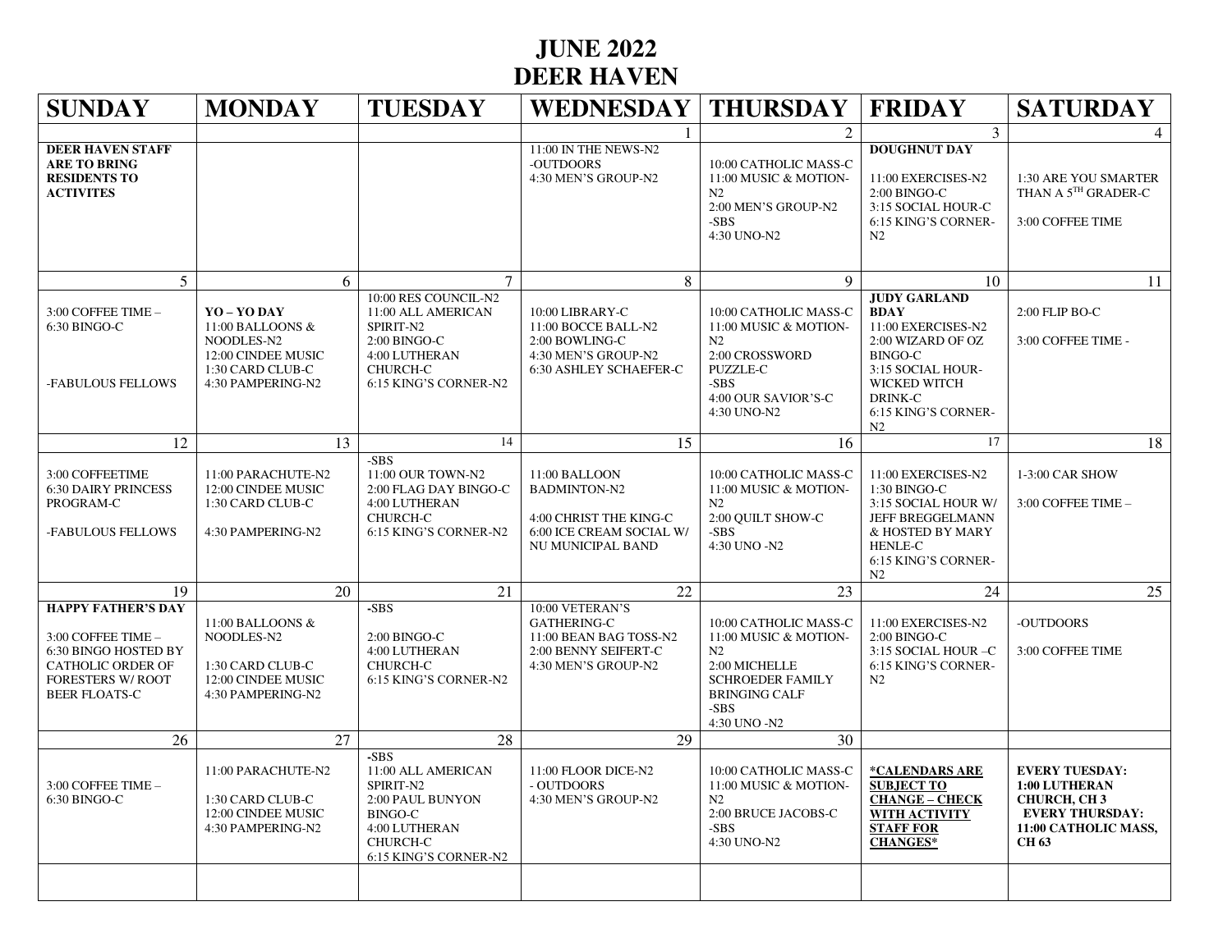# JUNE 2022
# DEER HAVEN

| SUNDAY | MONDAY | TUESDAY | WEDNESDAY | THURSDAY | FRIDAY | SATURDAY |
|---|---|---|---|---|---|---|
| | | | 1 | 2 | 3 | 4 |
| **DEER HAVEN STAFF ARE TO BRING RESIDENTS TO ACTIVITES** | | | 11:00 IN THE NEWS-N2<br>-OUTDOORS<br>4:30 MEN'S GROUP-N2 | 10:00 CATHOLIC MASS-C<br>11:00 MUSIC & MOTION-N2<br>2:00 MEN'S GROUP-N2<br>-SBS<br>4:30 UNO-N2 | **DOUGHNUT DAY**<br>11:00 EXERCISES-N2<br>2:00 BINGO-C<br>3:15 SOCIAL HOUR-C<br>6:15 KING'S CORNER-N2 | 1:30 ARE YOU SMARTER THAN A 5TH GRADER-C<br>3:00 COFFEE TIME |
| 5 | 6 | 7 | 8 | 9 | 10 | 11 |
| 3:00 COFFEE TIME –<br>6:30 BINGO-C<br>-FABULOUS FELLOWS | **YO – YO DAY**<br>11:00 BALLOONS & NOODLES-N2<br>12:00 CINDEE MUSIC<br>1:30 CARD CLUB-C<br>4:30 PAMPERING-N2 | 10:00 RES COUNCIL-N2<br>11:00 ALL AMERICAN SPIRIT-N2<br>2:00 BINGO-C<br>4:00 LUTHERAN CHURCH-C<br>6:15 KING'S CORNER-N2 | 10:00 LIBRARY-C<br>11:00 BOCCE BALL-N2<br>2:00 BOWLING-C<br>4:30 MEN'S GROUP-N2<br>6:30 ASHLEY SCHAEFER-C | 10:00 CATHOLIC MASS-C<br>11:00 MUSIC & MOTION-N2<br>2:00 CROSSWORD PUZZLE-C<br>-SBS<br>4:00 OUR SAVIOR'S-C<br>4:30 UNO-N2 | **JUDY GARLAND BDAY**<br>11:00 EXERCISES-N2<br>2:00 WIZARD OF OZ BINGO-C<br>3:15 SOCIAL HOUR-WICKED WITCH DRINK-C<br>6:15 KING'S CORNER-N2 | 2:00 FLIP BO-C<br>3:00 COFFEE TIME - |
| 12 | 13 | 14 | 15 | 16 | 17 | 18 |
| 3:00 COFFEETIME<br>6:30 DAIRY PRINCESS PROGRAM-C<br>-FABULOUS FELLOWS | 11:00 PARACHUTE-N2<br>12:00 CINDEE MUSIC<br>1:30 CARD CLUB-C<br>4:30 PAMPERING-N2 | -SBS<br>11:00 OUR TOWN-N2<br>2:00 FLAG DAY BINGO-C<br>4:00 LUTHERAN CHURCH-C<br>6:15 KING'S CORNER-N2 | 11:00 BALLOON BADMINTON-N2<br>4:00 CHRIST THE KING-C<br>6:00 ICE CREAM SOCIAL W/ NU MUNICIPAL BAND | 10:00 CATHOLIC MASS-C<br>11:00 MUSIC & MOTION-N2<br>2:00 QUILT SHOW-C<br>-SBS<br>4:30 UNO -N2 | 11:00 EXERCISES-N2<br>1:30 BINGO-C<br>3:15 SOCIAL HOUR W/ JEFF BREGGELMANN & HOSTED BY MARY HENLE-C<br>6:15 KING'S CORNER-N2 | 1-3:00 CAR SHOW<br>3:00 COFFEE TIME – |
| 19 | 20 | 21 | 22 | 23 | 24 | 25 |
| **HAPPY FATHER'S DAY**<br>3:00 COFFEE TIME –<br>6:30 BINGO HOSTED BY CATHOLIC ORDER OF FORESTERS W/ ROOT BEER FLOATS-C | 11:00 BALLOONS & NOODLES-N2<br>1:30 CARD CLUB-C<br>12:00 CINDEE MUSIC<br>4:30 PAMPERING-N2 | -SBS<br>2:00 BINGO-C<br>4:00 LUTHERAN CHURCH-C<br>6:15 KING'S CORNER-N2 | 10:00 VETERAN'S GATHERING-C<br>11:00 BEAN BAG TOSS-N2<br>2:00 BENNY SEIFERT-C<br>4:30 MEN'S GROUP-N2 | 10:00 CATHOLIC MASS-C<br>11:00 MUSIC & MOTION-N2<br>2:00 MICHELLE SCHROEDER FAMILY BRINGING CALF<br>-SBS<br>4:30 UNO -N2 | 11:00 EXERCISES-N2<br>2:00 BINGO-C<br>3:15 SOCIAL HOUR –C<br>6:15 KING'S CORNER-N2 | -OUTDOORS<br>3:00 COFFEE TIME |
| 26 | 27 | 28 | 29 | 30 | | |
| 3:00 COFFEE TIME –<br>6:30 BINGO-C | 11:00 PARACHUTE-N2<br>1:30 CARD CLUB-C<br>12:00 CINDEE MUSIC<br>4:30 PAMPERING-N2 | -SBS<br>11:00 ALL AMERICAN SPIRIT-N2<br>2:00 PAUL BUNYON BINGO-C<br>4:00 LUTHERAN CHURCH-C<br>6:15 KING'S CORNER-N2 | 11:00 FLOOR DICE-N2<br>- OUTDOORS<br>4:30 MEN'S GROUP-N2 | 10:00 CATHOLIC MASS-C<br>11:00 MUSIC & MOTION-N2<br>2:00 BRUCE JACOBS-C<br>-SBS<br>4:30 UNO-N2 | **\*CALENDARS ARE SUBJECT TO CHANGE – CHECK WITH ACTIVITY STAFF FOR CHANGES\*** | **EVERY TUESDAY: 1:00 LUTHERAN CHURCH, CH 3<br>EVERY THURSDAY: 11:00 CATHOLIC MASS, CH 63** |
| | | | | | | |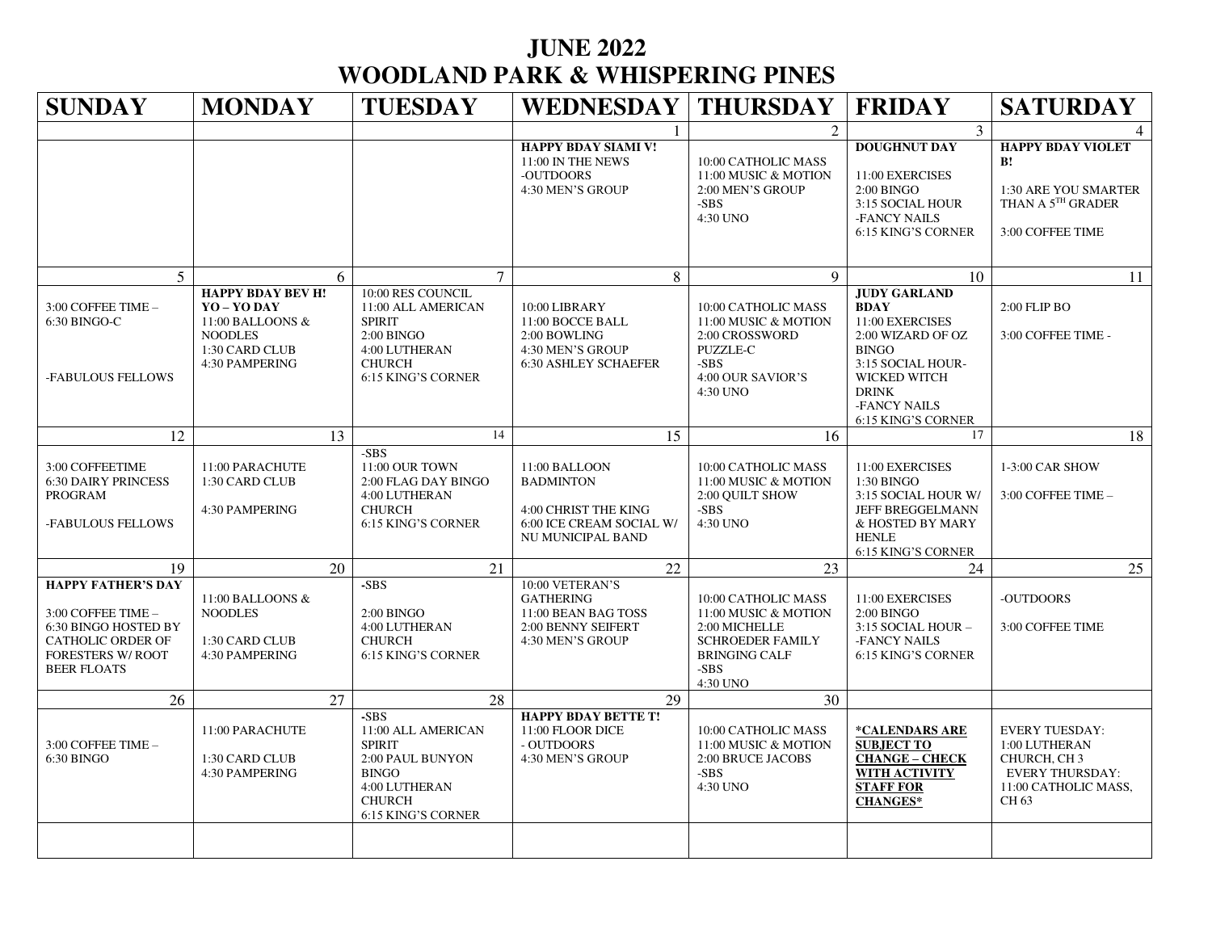# JUNE 2022
# WOODLAND PARK & WHISPERING PINES

| SUNDAY | MONDAY | TUESDAY | WEDNESDAY | THURSDAY | FRIDAY | SATURDAY |
|---|---|---|---|---|---|---|
| | | | 1 | 2 | 3 | 4 |
| | | | **HAPPY BDAY SIAMI V!**<br>11:00 IN THE NEWS<br>-OUTDOORS<br>4:30 MEN'S GROUP | 10:00 CATHOLIC MASS<br>11:00 MUSIC & MOTION<br>2:00 MEN'S GROUP<br>-SBS<br>4:30 UNO | **DOUGHNUT DAY**<br><br>11:00 EXERCISES<br>2:00 BINGO<br>3:15 SOCIAL HOUR<br>-FANCY NAILS<br>6:15 KING'S CORNER | **HAPPY BDAY VIOLET B!**<br><br>1:30 ARE YOU SMARTER THAN A 5TH GRADER<br><br>3:00 COFFEE TIME |
| 5 | 6 | 7 | 8 | 9 | 10 | 11 |
| 3:00 COFFEE TIME –<br>6:30 BINGO-C<br><br>-FABULOUS FELLOWS | **HAPPY BDAY BEV H!**<br>**YO – YO DAY**<br>11:00 BALLOONS & NOODLES<br>1:30 CARD CLUB<br>4:30 PAMPERING | 10:00 RES COUNCIL<br>11:00 ALL AMERICAN SPIRIT<br>2:00 BINGO<br>4:00 LUTHERAN CHURCH<br>6:15 KING'S CORNER | 10:00 LIBRARY<br>11:00 BOCCE BALL<br>2:00 BOWLING<br>4:30 MEN'S GROUP<br>6:30 ASHLEY SCHAEFER | 10:00 CATHOLIC MASS<br>11:00 MUSIC & MOTION<br>2:00 CROSSWORD PUZZLE-C<br>-SBS<br>4:00 OUR SAVIOR'S<br>4:30 UNO | **JUDY GARLAND BDAY**<br>11:00 EXERCISES<br>2:00 WIZARD OF OZ BINGO<br>3:15 SOCIAL HOUR- WICKED WITCH DRINK<br>-FANCY NAILS<br>6:15 KING'S CORNER | 2:00 FLIP BO<br><br>3:00 COFFEE TIME - |
| 12 | 13 | 14 | 15 | 16 | 17 | 18 |
| 3:00 COFFEETIME<br>6:30 DAIRY PRINCESS PROGRAM<br><br>-FABULOUS FELLOWS | 11:00 PARACHUTE<br>1:30 CARD CLUB<br><br>4:30 PAMPERING | -SBS<br>11:00 OUR TOWN<br>2:00 FLAG DAY BINGO<br>4:00 LUTHERAN CHURCH<br>6:15 KING'S CORNER | 11:00 BALLOON BADMINTON<br><br>4:00 CHRIST THE KING<br>6:00 ICE CREAM SOCIAL W/ NU MUNICIPAL BAND | 10:00 CATHOLIC MASS<br>11:00 MUSIC & MOTION<br>2:00 QUILT SHOW<br>-SBS<br>4:30 UNO | 11:00 EXERCISES<br>1:30 BINGO<br>3:15 SOCIAL HOUR W/ JEFF BREGGELMANN & HOSTED BY MARY HENLE<br>6:15 KING'S CORNER | 1-3:00 CAR SHOW<br><br>3:00 COFFEE TIME – |
| 19 | 20 | 21 | 22 | 23 | 24 | 25 |
| **HAPPY FATHER'S DAY**<br><br>3:00 COFFEE TIME –<br>6:30 BINGO HOSTED BY CATHOLIC ORDER OF FORESTERS W/ ROOT BEER FLOATS | 11:00 BALLOONS & NOODLES<br><br>1:30 CARD CLUB<br>4:30 PAMPERING | -SBS<br><br>2:00 BINGO<br>4:00 LUTHERAN CHURCH<br>6:15 KING'S CORNER | 10:00 VETERAN'S GATHERING<br>11:00 BEAN BAG TOSS<br>2:00 BENNY SEIFERT<br>4:30 MEN'S GROUP | 10:00 CATHOLIC MASS<br>11:00 MUSIC & MOTION<br>2:00 MICHELLE SCHROEDER FAMILY BRINGING CALF<br>-SBS<br>4:30 UNO | 11:00 EXERCISES<br>2:00 BINGO<br>3:15 SOCIAL HOUR –<br>-FANCY NAILS<br>6:15 KING'S CORNER | -OUTDOORS<br><br>3:00 COFFEE TIME |
| 26 | 27 | 28 | 29 | 30 | | |
| 3:00 COFFEE TIME –<br>6:30 BINGO | 11:00 PARACHUTE<br><br>1:30 CARD CLUB<br>4:30 PAMPERING | -SBS<br>11:00 ALL AMERICAN SPIRIT<br>2:00 PAUL BUNYON BINGO<br>4:00 LUTHERAN CHURCH<br>6:15 KING'S CORNER | **HAPPY BDAY BETTE T!**<br>11:00 FLOOR DICE<br>- OUTDOORS<br>4:30 MEN'S GROUP | 10:00 CATHOLIC MASS<br>11:00 MUSIC & MOTION<br>2:00 BRUCE JACOBS<br>-SBS<br>4:30 UNO | **\*CALENDARS ARE SUBJECT TO CHANGE – CHECK WITH ACTIVITY STAFF FOR CHANGES\*** | EVERY TUESDAY:<br>1:00 LUTHERAN CHURCH, CH 3<br>EVERY THURSDAY:<br>11:00 CATHOLIC MASS, CH 63 |
| | | | | | | |